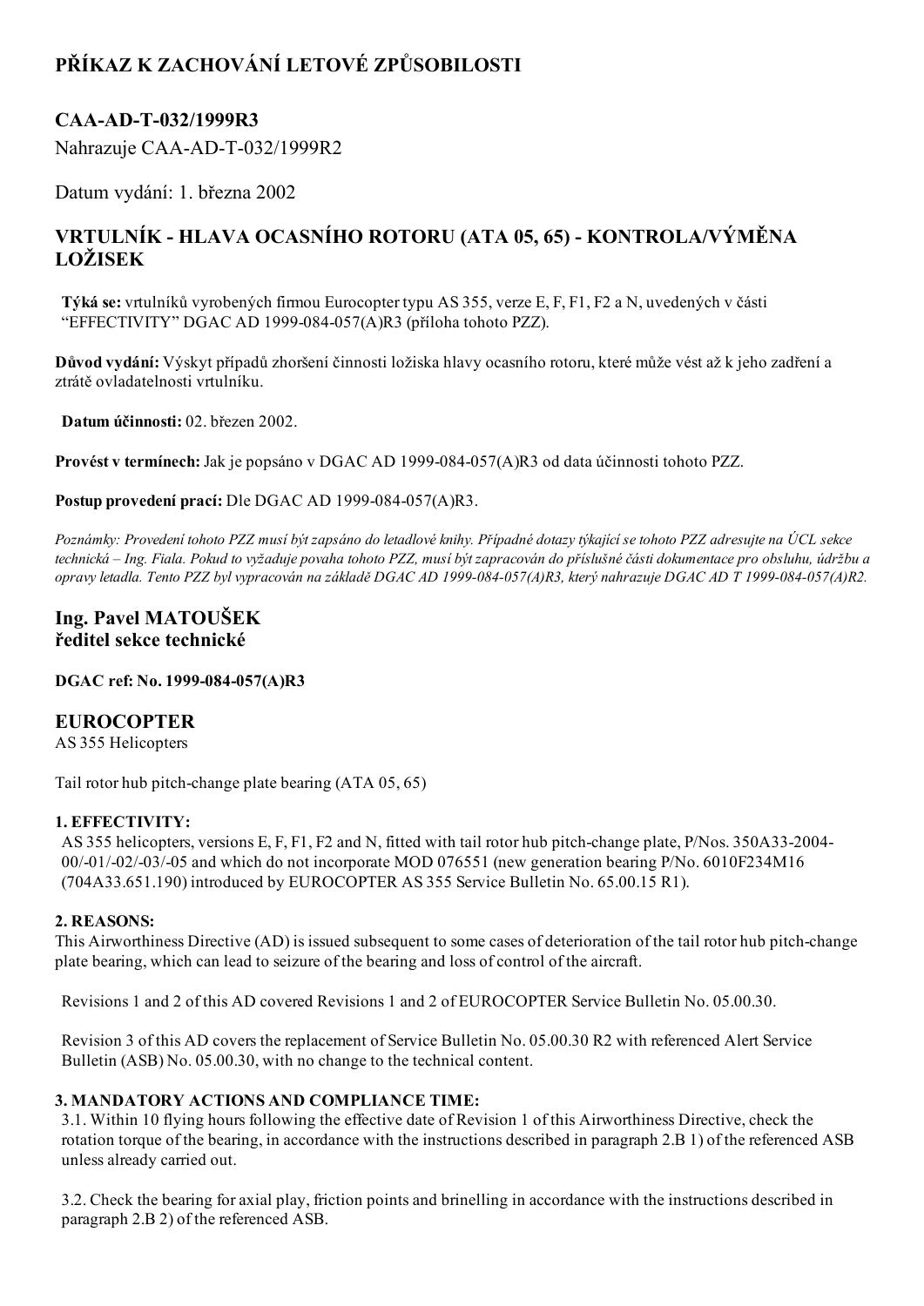# PŘÍKAZ K ZACHOVÁNÍ LETOVÉ ZPŮSOBILOSTI

## CAA-AD-T-032/1999R3

Nahrazuje CAA-AD-T-032/1999R2

Datum vydání: 1. března 2002

## VRTULNÍK - HLAVA OCASNÍHO ROTORU (ATA 05, 65) - KONTROLA/VÝMĚNA LOŽISEK

**Týká se:** vrtulníků vyrobených firmou Eurocopter typu AS 355, verze E, F, F1, F2 a N, uvedených v části "EFFECTIVITY" DGAC AD 1999-084-057(A)R3 (příloha tohoto PZZ).

**Důvod vydání:** Výskyt případů zhoršení činnosti ložiska hlavy ocasního rotoru, které může vést až k jeho zadření a ztrátě ovladatelnosti vrtulníku.

**Datum účinnosti:** 02. březen 2002.

**Provést v termínech:** Jak je popsáno v DGAC AD 1999-084-057(A)R3 od data účinnosti tohoto PZZ.

**Postup provedení prací:** Dle DGAC AD 1999-084-057(A)R3.

*Poznámky: Provedení tohoto PZZ musí být zapsáno do letadlové knihy. Případné dotazy týkající se tohoto PZZ adresujte na ÚCL sekce technická – Ing. Fiala. Pokud to vyžaduje povaha tohoto PZZ, musí být zapracován do příslušné části dokumentace pro obsluhu, údržbu a opravy letadla. Tento PZZ byl vypracován na základě DGAC AD 1999-084-057(A)R3, který nahrazuje DGAC AD T 1999-084-057(A)R2.*

## Ing. Pavel MATOUŠEK
## ředitel sekce technické

**DGAC ref: No. 1999-084-057(A)R3**

## EUROCOPTER

AS 355 Helicopters

Tail rotor hub pitch-change plate bearing (ATA 05, 65)

**1. EFFECTIVITY:**

AS 355 helicopters, versions E, F, F1, F2 and N, fitted with tail rotor hub pitch-change plate, P/Nos. 350A33-2004-00/-01/-02/-03/-05 and which do not incorporate MOD 076551 (new generation bearing P/No. 6010F234M16 (704A33.651.190) introduced by EUROCOPTER AS 355 Service Bulletin No. 65.00.15 R1).

**2. REASONS:**

This Airworthiness Directive (AD) is issued subsequent to some cases of deterioration of the tail rotor hub pitch-change plate bearing, which can lead to seizure of the bearing and loss of control of the aircraft.

Revisions 1 and 2 of this AD covered Revisions 1 and 2 of EUROCOPTER Service Bulletin No. 05.00.30.

Revision 3 of this AD covers the replacement of Service Bulletin No. 05.00.30 R2 with referenced Alert Service Bulletin (ASB) No. 05.00.30, with no change to the technical content.

**3. MANDATORY ACTIONS AND COMPLIANCE TIME:**

3.1. Within 10 flying hours following the effective date of Revision 1 of this Airworthiness Directive, check the rotation torque of the bearing, in accordance with the instructions described in paragraph 2.B 1) of the referenced ASB unless already carried out.

3.2. Check the bearing for axial play, friction points and brinelling in accordance with the instructions described in paragraph 2.B 2) of the referenced ASB.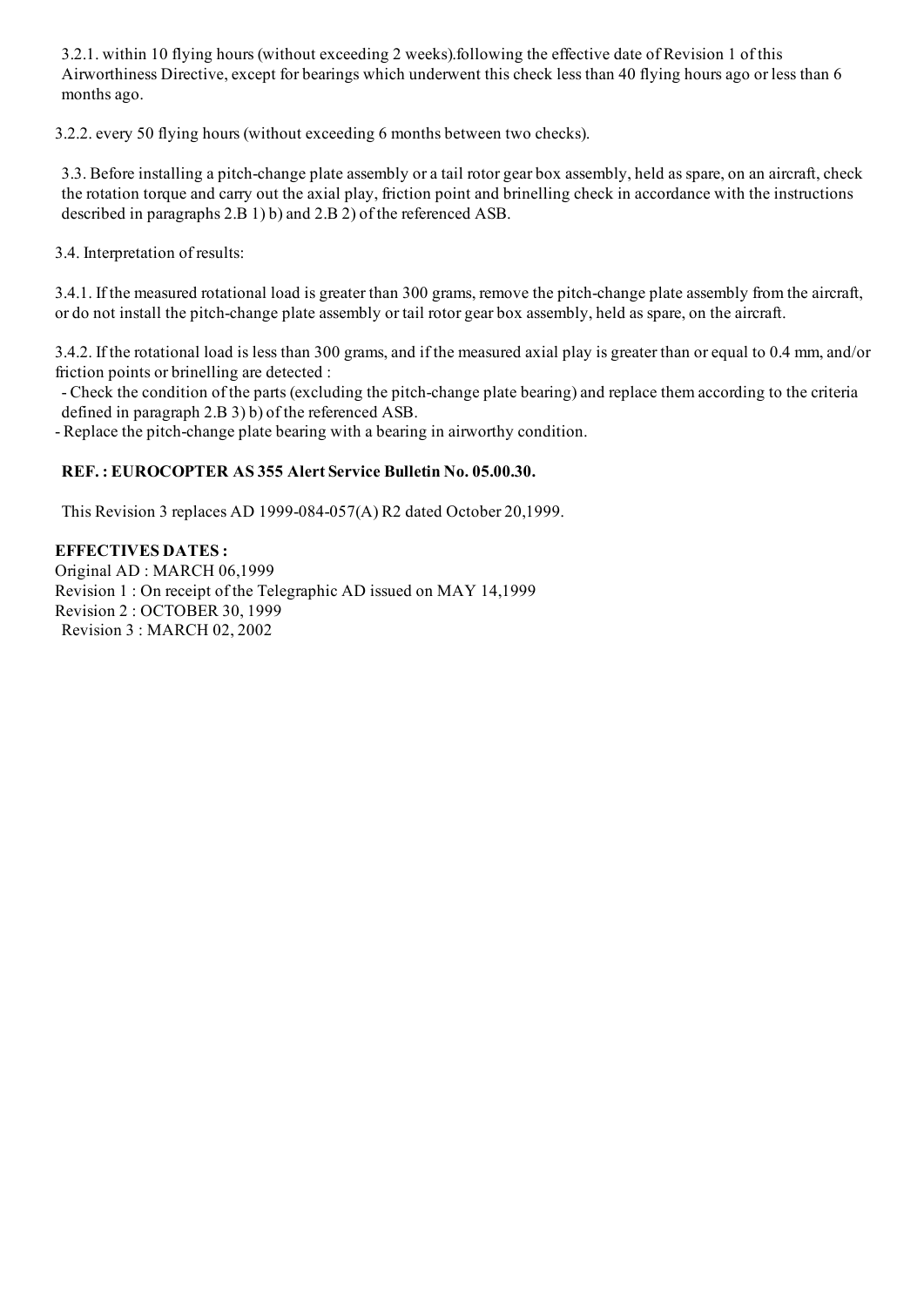3.2.1. within 10 flying hours (without exceeding 2 weeks).following the effective date of Revision 1 of this Airworthiness Directive, except for bearings which underwent this check less than 40 flying hours ago or less than 6 months ago.

3.2.2. every 50 flying hours (without exceeding 6 months between two checks).

3.3. Before installing a pitch-change plate assembly or a tail rotor gear box assembly, held as spare, on an aircraft, check the rotation torque and carry out the axial play, friction point and brinelling check in accordance with the instructions described in paragraphs 2.B 1) b) and 2.B 2) of the referenced ASB.

3.4. Interpretation of results:

3.4.1. If the measured rotational load is greater than 300 grams, remove the pitch-change plate assembly from the aircraft, or do not install the pitch-change plate assembly or tail rotor gear box assembly, held as spare, on the aircraft.

3.4.2. If the rotational load is less than 300 grams, and if the measured axial play is greater than or equal to 0.4 mm, and/or friction points or brinelling are detected :

- Check the condition of the parts (excluding the pitch-change plate bearing) and replace them according to the criteria defined in paragraph 2.B 3) b) of the referenced ASB.
- Replace the pitch-change plate bearing with a bearing in airworthy condition.

**REF. : EUROCOPTER AS 355 Alert Service Bulletin No. 05.00.30.**

This Revision 3 replaces AD 1999-084-057(A) R2 dated October 20,1999.

**EFFECTIVES DATES :**

Original AD : MARCH 06,1999
Revision 1 : On receipt of the Telegraphic AD issued on MAY 14,1999
Revision 2 : OCTOBER 30, 1999
Revision 3 : MARCH 02, 2002